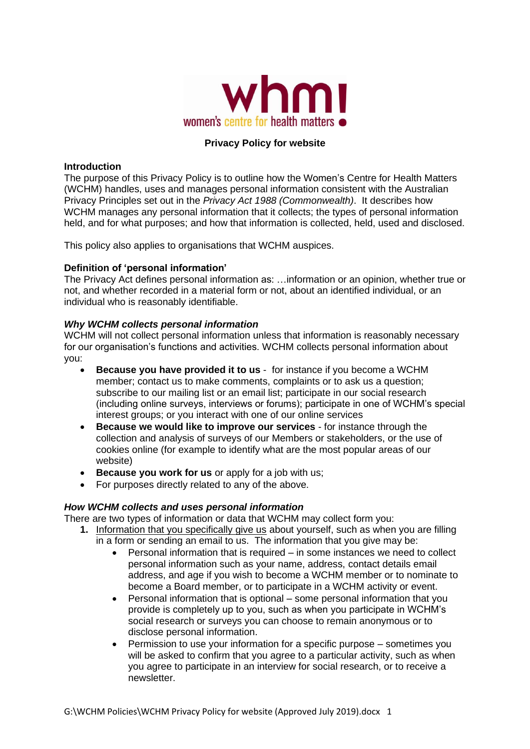whm!
women's centre for health matters

**Privacy Policy for website**

**Introduction**

The purpose of this Privacy Policy is to outline how the Women's Centre for Health Matters (WCHM) handles, uses and manages personal information consistent with the Australian Privacy Principles set out in the *Privacy Act 1988 (Commonwealth)*. It describes how WCHM manages any personal information that it collects; the types of personal information held, and for what purposes; and how that information is collected, held, used and disclosed.

This policy also applies to organisations that WCHM auspices.

**Definition of 'personal information'**

The Privacy Act defines personal information as: …information or an opinion, whether true or not, and whether recorded in a material form or not, about an identified individual, or an individual who is reasonably identifiable.

***Why WCHM collects personal information***

WCHM will not collect personal information unless that information is reasonably necessary for our organisation's functions and activities. WCHM collects personal information about you:

- **Because you have provided it to us** - for instance if you become a WCHM member; contact us to make comments, complaints or to ask us a question; subscribe to our mailing list or an email list; participate in our social research (including online surveys, interviews or forums); participate in one of WCHM's special interest groups; or you interact with one of our online services
- **Because we would like to improve our services** - for instance through the collection and analysis of surveys of our Members or stakeholders, or the use of cookies online (for example to identify what are the most popular areas of our website)
- **Because you work for us** or apply for a job with us;
- For purposes directly related to any of the above.

***How WCHM collects and uses personal information***

There are two types of information or data that WCHM may collect form you:

1. Information that you specifically give us about yourself, such as when you are filling in a form or sending an email to us. The information that you give may be:
   - Personal information that is required – in some instances we need to collect personal information such as your name, address, contact details email address, and age if you wish to become a WCHM member or to nominate to become a Board member, or to participate in a WCHM activity or event.
   - Personal information that is optional – some personal information that you provide is completely up to you, such as when you participate in WCHM's social research or surveys you can choose to remain anonymous or to disclose personal information.
   - Permission to use your information for a specific purpose – sometimes you will be asked to confirm that you agree to a particular activity, such as when you agree to participate in an interview for social research, or to receive a newsletter.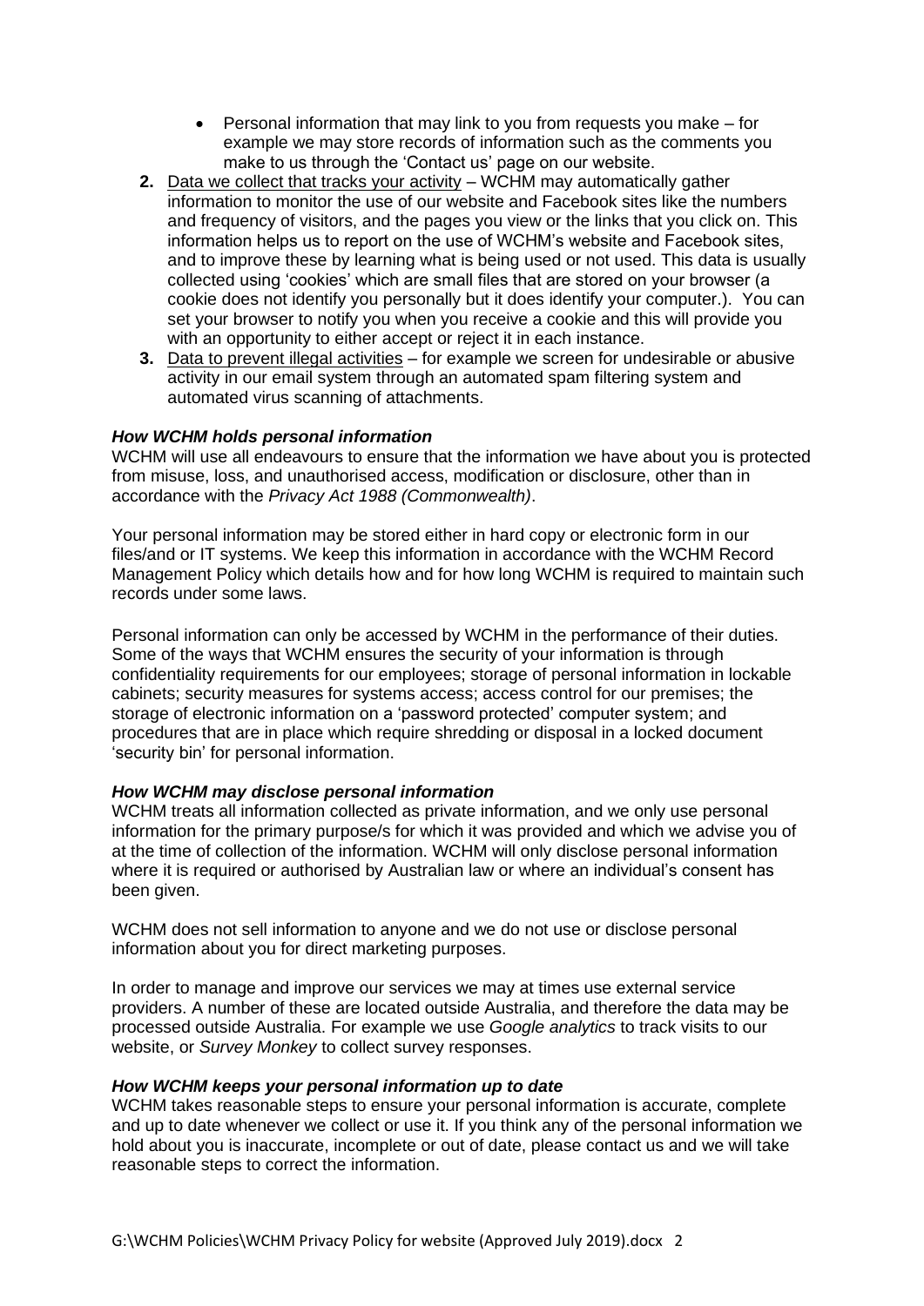- Personal information that may link to you from requests you make – for example we may store records of information such as the comments you make to us through the 'Contact us' page on our website.

2. Data we collect that tracks your activity – WCHM may automatically gather information to monitor the use of our website and Facebook sites like the numbers and frequency of visitors, and the pages you view or the links that you click on. This information helps us to report on the use of WCHM's website and Facebook sites, and to improve these by learning what is being used or not used. This data is usually collected using 'cookies' which are small files that are stored on your browser (a cookie does not identify you personally but it does identify your computer.). You can set your browser to notify you when you receive a cookie and this will provide you with an opportunity to either accept or reject it in each instance.
3. Data to prevent illegal activities – for example we screen for undesirable or abusive activity in our email system through an automated spam filtering system and automated virus scanning of attachments.

### *How WCHM holds personal information*

WCHM will use all endeavours to ensure that the information we have about you is protected from misuse, loss, and unauthorised access, modification or disclosure, other than in accordance with the *Privacy Act 1988 (Commonwealth)*.

Your personal information may be stored either in hard copy or electronic form in our files/and or IT systems. We keep this information in accordance with the WCHM Record Management Policy which details how and for how long WCHM is required to maintain such records under some laws.

Personal information can only be accessed by WCHM in the performance of their duties. Some of the ways that WCHM ensures the security of your information is through confidentiality requirements for our employees; storage of personal information in lockable cabinets; security measures for systems access; access control for our premises; the storage of electronic information on a 'password protected' computer system; and procedures that are in place which require shredding or disposal in a locked document 'security bin' for personal information.

### *How WCHM may disclose personal information*

WCHM treats all information collected as private information, and we only use personal information for the primary purpose/s for which it was provided and which we advise you of at the time of collection of the information. WCHM will only disclose personal information where it is required or authorised by Australian law or where an individual's consent has been given.

WCHM does not sell information to anyone and we do not use or disclose personal information about you for direct marketing purposes.

In order to manage and improve our services we may at times use external service providers. A number of these are located outside Australia, and therefore the data may be processed outside Australia. For example we use *Google analytics* to track visits to our website, or *Survey Monkey* to collect survey responses.

### *How WCHM keeps your personal information up to date*

WCHM takes reasonable steps to ensure your personal information is accurate, complete and up to date whenever we collect or use it. If you think any of the personal information we hold about you is inaccurate, incomplete or out of date, please contact us and we will take reasonable steps to correct the information.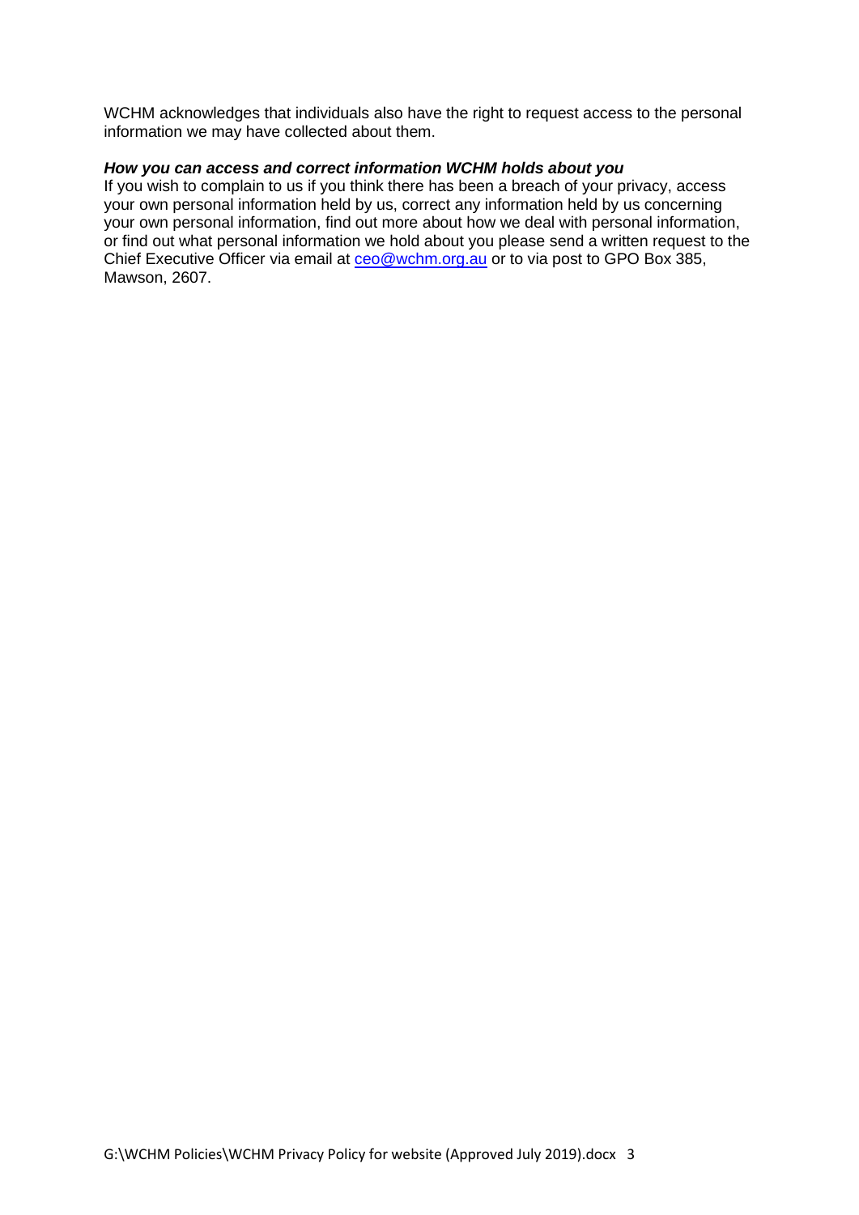WCHM acknowledges that individuals also have the right to request access to the personal information we may have collected about them.

***How you can access and correct information WCHM holds about you***

If you wish to complain to us if you think there has been a breach of your privacy, access your own personal information held by us, correct any information held by us concerning your own personal information, find out more about how we deal with personal information, or find out what personal information we hold about you please send a written request to the Chief Executive Officer via email at [ceo@wchm.org.au](mailto:ceo@wchm.org.au) or to via post to GPO Box 385, Mawson, 2607.